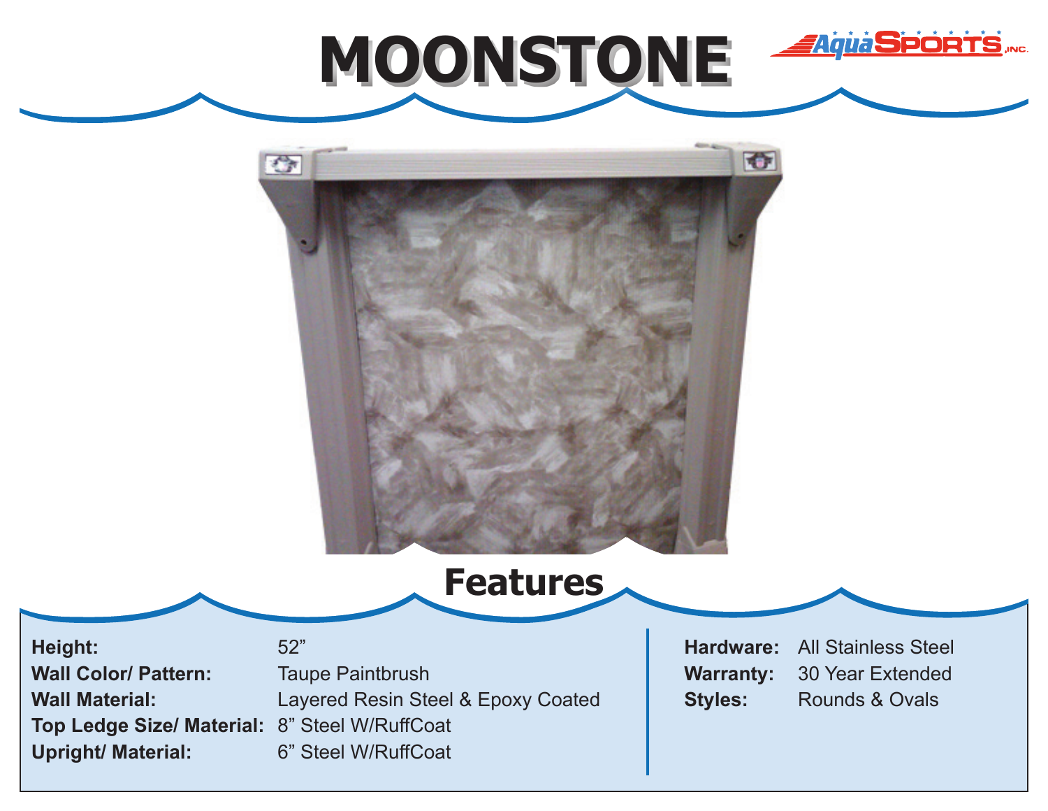# MOONSTONE

AquaSPORTS, INC.

## Features

**Height:** 52”
**Wall Color/ Pattern:** Taupe Paintbrush
**Wall Material:** Layered Resin Steel & Epoxy Coated
**Top Ledge Size/ Material:** 8” Steel W/RuffCoat
**Upright/ Material:** 6” Steel W/RuffCoat

**Hardware:** All Stainless Steel
**Warranty:** 30 Year Extended
**Styles:** Rounds & Ovals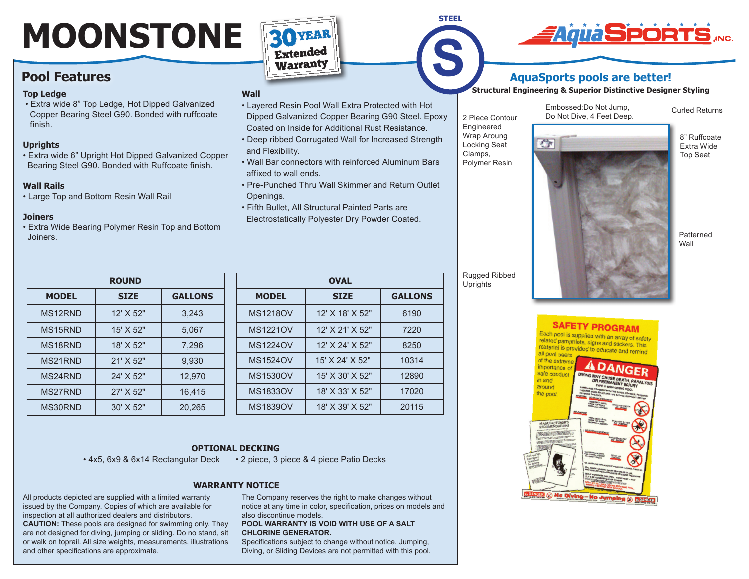# MOONSTONE

30 YEAR Extended Warranty

STEEL S

AquaSports, Inc.

## Pool Features

### Top Ledge

- Extra wide 8” Top Ledge, Hot Dipped Galvanized Copper Bearing Steel G90. Bonded with ruffcoate finish.

### Uprights

- Extra wide 6” Upright Hot Dipped Galvanized Copper Bearing Steel G90. Bonded with Ruffcoate finish.

### Wall Rails

- Large Top and Bottom Resin Wall Rail

### Joiners

- Extra Wide Bearing Polymer Resin Top and Bottom Joiners.

### Wall

- Layered Resin Pool Wall Extra Protected with Hot Dipped Galvanized Copper Bearing G90 Steel. Epoxy Coated on Inside for Additional Rust Resistance.
- Deep ribbed Corrugated Wall for Increased Strength and Flexibility.
- Wall Bar connectors with reinforced Aluminum Bars affixed to wall ends.
- Pre-Punched Thru Wall Skimmer and Return Outlet Openings.
- Fifth Bullet, All Structural Painted Parts are Electrostatically Polyester Dry Powder Coated.

| ROUND | | |
|---|---|---|
| MODEL | SIZE | GALLONS |
| MS12RND | 12' X 52" | 3,243 |
| MS15RND | 15' X 52" | 5,067 |
| MS18RND | 18' X 52" | 7,296 |
| MS21RND | 21' X 52" | 9,930 |
| MS24RND | 24' X 52" | 12,970 |
| MS27RND | 27' X 52" | 16,415 |
| MS30RND | 30' X 52" | 20,265 |

| OVAL | | |
|---|---|---|
| MODEL | SIZE | GALLONS |
| MS1218OV | 12' X 18' X 52" | 6190 |
| MS1221OV | 12' X 21' X 52" | 7220 |
| MS1224OV | 12' X 24' X 52" | 8250 |
| MS1524OV | 15' X 24' X 52" | 10314 |
| MS1530OV | 15' X 30' X 52" | 12890 |
| MS1833OV | 18' X 33' X 52" | 17020 |
| MS1839OV | 18' X 39' X 52" | 20115 |

### OPTIONAL DECKING

- 4x5, 6x9 & 6x14 Rectangular Deck
- 2 piece, 3 piece & 4 piece Patio Decks

### WARRANTY NOTICE

All products depicted are supplied with a limited warranty issued by the Company. Copies of which are available for inspection at all authorized dealers and distributors.
**CAUTION:** These pools are designed for swimming only. They are not designed for diving, jumping or sliding. Do no stand, sit or walk on toprail. All size weights, measurements, illustrations and other specifications are approximate.

The Company reserves the right to make changes without notice at any time in color, specification, prices on models and also discontinue models.
**POOL WARRANTY IS VOID WITH USE OF A SALT CHLORINE GENERATOR.**
Specifications subject to change without notice. Jumping, Diving, or Sliding Devices are not permitted with this pool.

## AquaSports pools are better!

**Structural Engineering & Superior Distinctive Designer Styling**

2 Piece Contour Engineered Wrap Aroung Locking Seat Clamps, Polymer Resin

Embossed:Do Not Jump, Do Not Dive, 4 Feet Deep.

Curled Returns

8” Ruffcoate Extra Wide Top Seat

Patterned Wall

Rugged Ribbed Uprights

### SAFETY PROGRAM

Each pool is supplied with an array of safety related pamphlets, signs and stickers. This material is provided to educate and remind all pool users of the extreme importance of safe conduct in and around the pool.